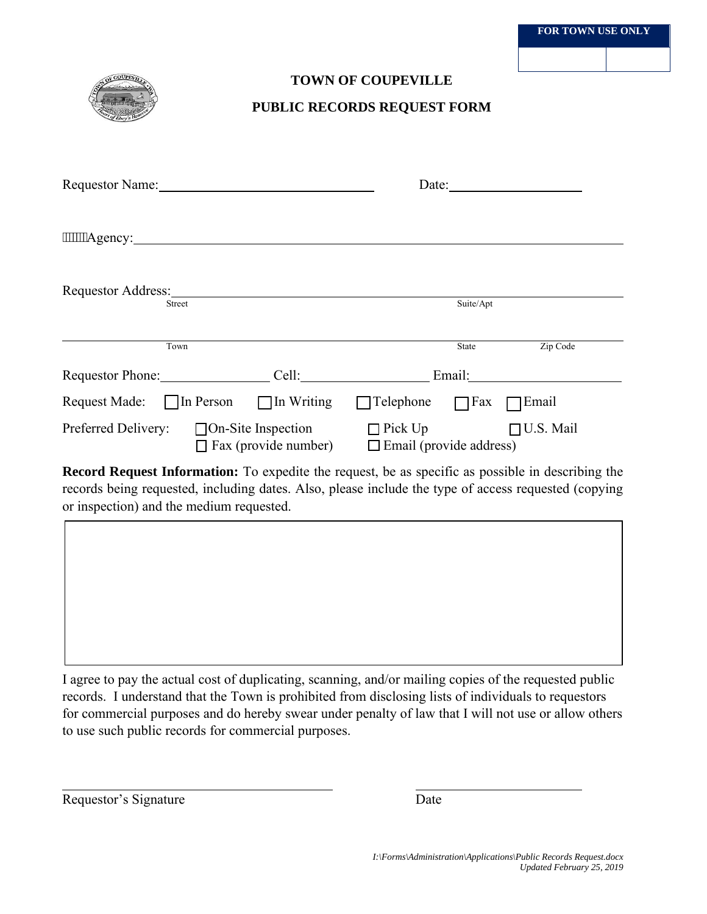| FOR TOWN USE ONLY | |
| --- | --- |
| | |

# TOWN OF COUPEVILLE

## PUBLIC RECORDS REQUEST FORM

Requestor Name: ______________________________ Date: ____________________

Agency: ______________________________________________________________

Requestor Address: ______________________________________________________
Street Suite/Apt

______________________________________________________________________
Town State Zip Code

Requestor Phone: _______________ Cell: __________________ Email: ____________________

Request Made: ☐ In Person ☐ In Writing ☐ Telephone ☐ Fax ☐ Email

Preferred Delivery: ☐ On-Site Inspection ☐ Pick Up ☐ U.S. Mail
☐ Fax (provide number) ☐ Email (provide address)

**Record Request Information:** To expedite the request, be as specific as possible in describing the records being requested, including dates. Also, please include the type of access requested (copying or inspection) and the medium requested.

| |
| --- |
| |

I agree to pay the actual cost of duplicating, scanning, and/or mailing copies of the requested public records. I understand that the Town is prohibited from disclosing lists of individuals to requestors for commercial purposes and do hereby swear under penalty of law that I will not use or allow others to use such public records for commercial purposes.

______________________________ ____________________
Requestor's Signature Date

*I:\Forms\Administration\Applications\Public Records Request.docx*
*Updated February 25, 2019*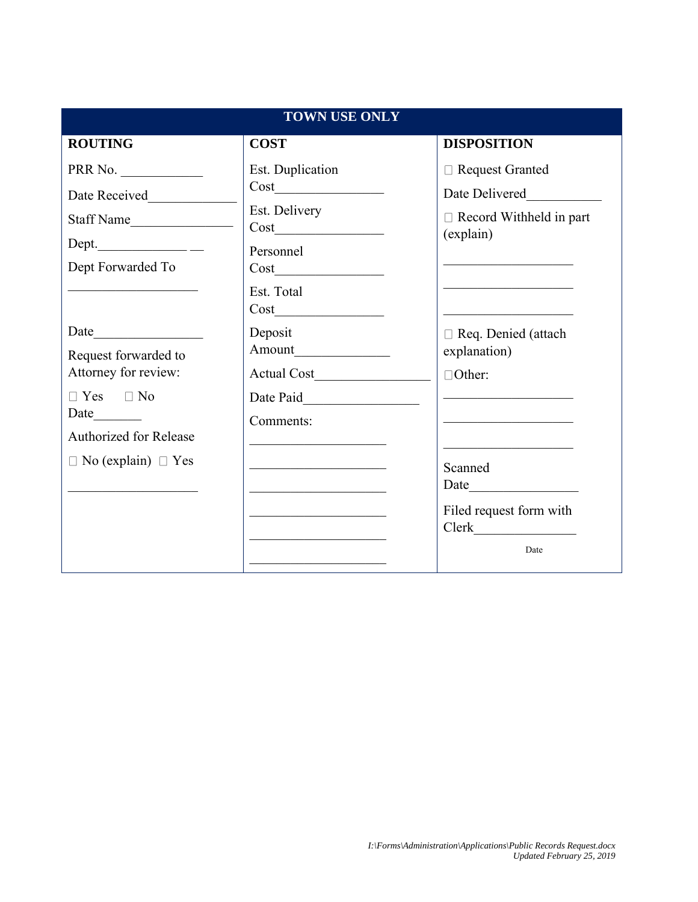## TOWN USE ONLY

| ROUTING | COST | DISPOSITION |
|---|---|---|
| PRR No. ____________ | Est. Duplication Cost________________ | ☐ Request Granted |
| Date Received_____________ | Est. Delivery Cost________________ | Date Delivered___________ |
| Staff Name_______________ | Personnel Cost________________ | ☐ Record Withheld in part (explain) |
| Dept.______________ __ | Est. Total Cost________________ | ___________________ |
| Dept Forwarded To | Deposit Amount______________ | ___________________ |
| ___________________ | Actual Cost_________________ | ___________________ |
| Date________________ | Date Paid_________________ | ☐ Req. Denied (attach explanation) |
| Request forwarded to Attorney for review: | Comments: | ☐Other: |
| ☐ Yes ☐ No | ____________________ | ___________________ |
| Date_______ | ____________________ | ___________________ |
| Authorized for Release | ____________________ | ___________________ |
| ☐ No (explain) ☐ Yes | ____________________ | Scanned Date________________ |
| ___________________ | ____________________ | Filed request form with Clerk_______________ |
| | ____________________ | Date |

*I:\Forms\Administration\Applications\Public Records Request.docx*
*Updated February 25, 2019*